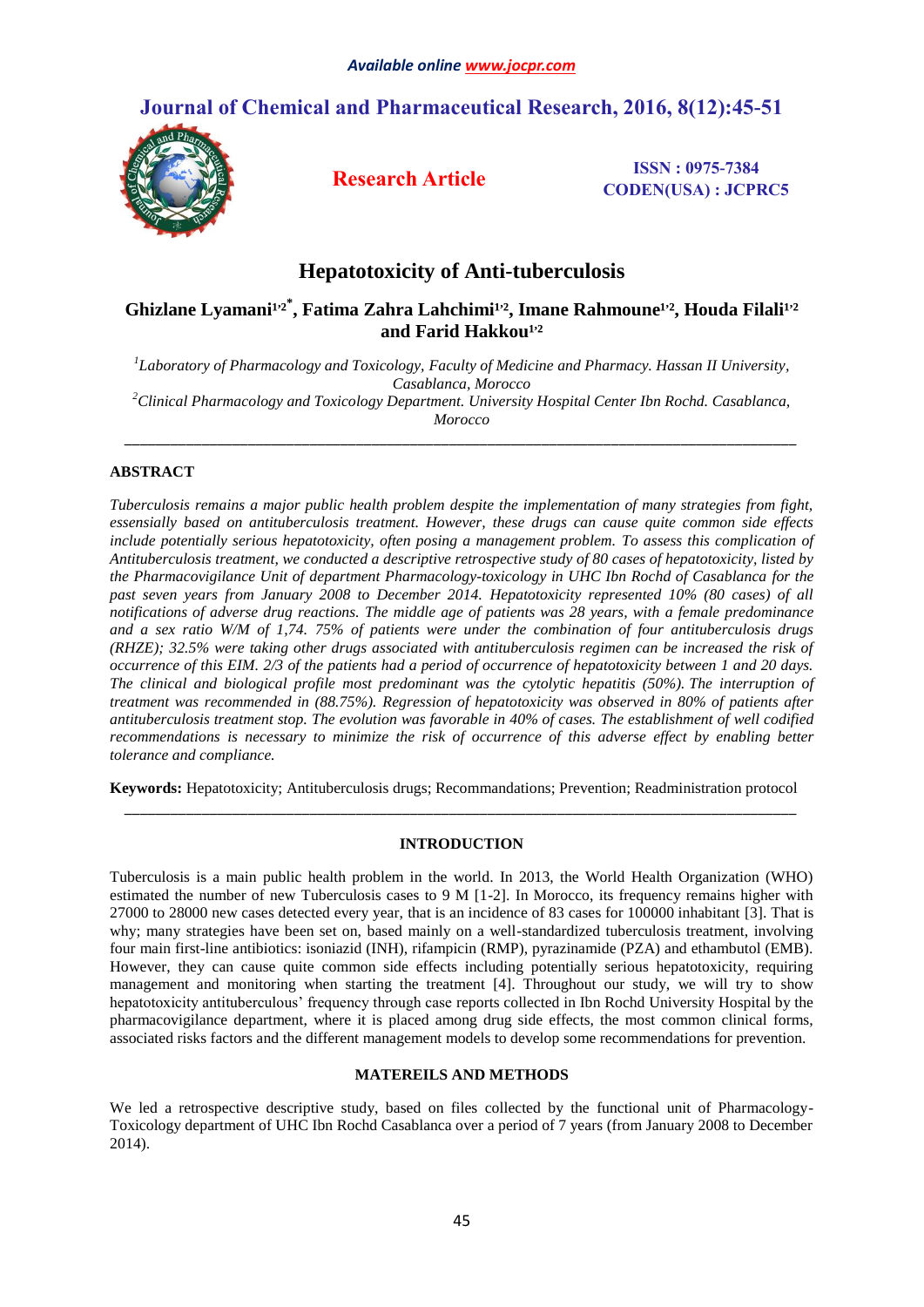# Hepatotoxicity of Anti-tuberculosis

**Ghizlane Lyamani[1,2*], Fatima Zahra Lahchimi[1,2], Imane Rahmoune[1,2], Houda Filali[1,2] and Farid Hakkou[1,2]**

[1]*Laboratory of Pharmacology and Toxicology, Faculty of Medicine and Pharmacy. Hassan II University, Casablanca, Morocco*

[2]*Clinical Pharmacology and Toxicology Department. University Hospital Center Ibn Rochd. Casablanca, Morocco*

---

## ABSTRACT

*Tuberculosis remains a major public health problem despite the implementation of many strategies from fight, essensially based on antituberculosis treatment. However, these drugs can cause quite common side effects include potentially serious hepatotoxicity, often posing a management problem. To assess this complication of Antituberculosis treatment, we conducted a descriptive retrospective study of 80 cases of hepatotoxicity, listed by the Pharmacovigilance Unit of department Pharmacology-toxicology in UHC Ibn Rochd of Casablanca for the past seven years from January 2008 to December 2014. Hepatotoxicity represented 10% (80 cases) of all notifications of adverse drug reactions. The middle age of patients was 28 years, with a female predominance and a sex ratio W/M of 1,74. 75% of patients were under the combination of four antituberculosis drugs (RHZE); 32.5% were taking other drugs associated with antituberculosis regimen can be increased the risk of occurrence of this EIM. 2/3 of the patients had a period of occurrence of hepatotoxicity between 1 and 20 days. The clinical and biological profile most predominant was the cytolytic hepatitis (50%). The interruption of treatment was recommended in (88.75%). Regression of hepatotoxicity was observed in 80% of patients after antituberculosis treatment stop. The evolution was favorable in 40% of cases. The establishment of well codified recommendations is necessary to minimize the risk of occurrence of this adverse effect by enabling better tolerance and compliance.*

**Keywords:** Hepatotoxicity; Antituberculosis drugs; Recommandations; Prevention; Readministration protocol

---

## INTRODUCTION

Tuberculosis is a main public health problem in the world. In 2013, the World Health Organization (WHO) estimated the number of new Tuberculosis cases to 9 M [1-2]. In Morocco, its frequency remains higher with 27000 to 28000 new cases detected every year, that is an incidence of 83 cases for 100000 inhabitant [3]. That is why; many strategies have been set on, based mainly on a well-standardized tuberculosis treatment, involving four main first-line antibiotics: isoniazid (INH), rifampicin (RMP), pyrazinamide (PZA) and ethambutol (EMB). However, they can cause quite common side effects including potentially serious hepatotoxicity, requiring management and monitoring when starting the treatment [4]. Throughout our study, we will try to show hepatotoxicity antituberculous' frequency through case reports collected in Ibn Rochd University Hospital by the pharmacovigilance department, where it is placed among drug side effects, the most common clinical forms, associated risks factors and the different management models to develop some recommendations for prevention.

## MATEREILS AND METHODS

We led a retrospective descriptive study, based on files collected by the functional unit of Pharmacology-Toxicology department of UHC Ibn Rochd Casablanca over a period of 7 years (from January 2008 to December 2014).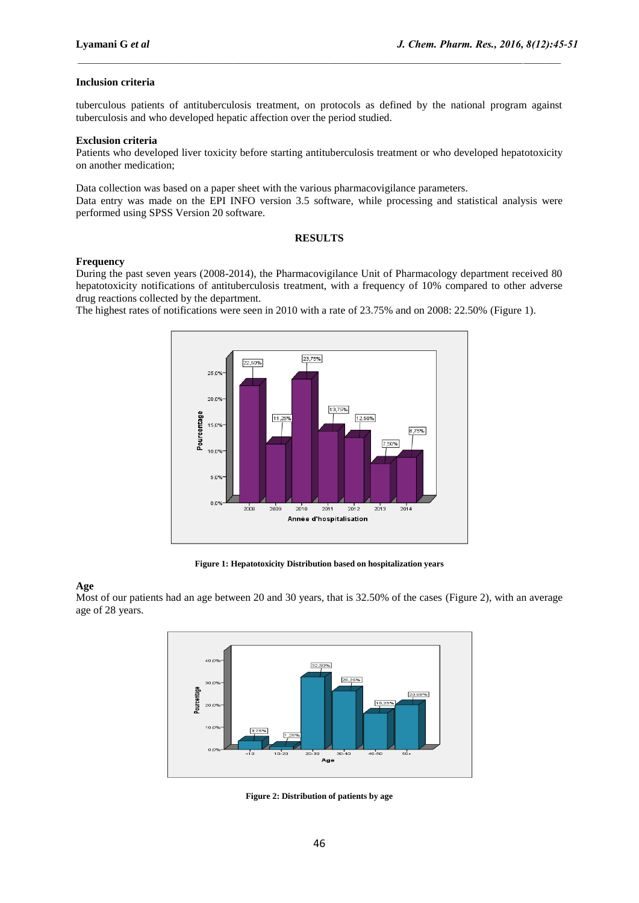**Inclusion criteria**

tuberculous patients of antituberculosis treatment, on protocols as defined by the national program against tuberculosis and who developed hepatic affection over the period studied.

**Exclusion criteria**

Patients who developed liver toxicity before starting antituberculosis treatment or who developed hepatotoxicity on another medication;

Data collection was based on a paper sheet with the various pharmacovigilance parameters.
Data entry was made on the EPI INFO version 3.5 software, while processing and statistical analysis were performed using SPSS Version 20 software.

## RESULTS

**Frequency**

During the past seven years (2008-2014), the Pharmacovigilance Unit of Pharmacology department received 80 hepatotoxicity notifications of antituberculosis treatment, with a frequency of 10% compared to other adverse drug reactions collected by the department.
The highest rates of notifications were seen in 2010 with a rate of 23.75% and on 2008: 22.50% (Figure 1).

**Figure 1: Hepatotoxicity Distribution based on hospitalization years**

**Age**

Most of our patients had an age between 20 and 30 years, that is 32.50% of the cases (Figure 2), with an average age of 28 years.

**Figure 2: Distribution of patients by age**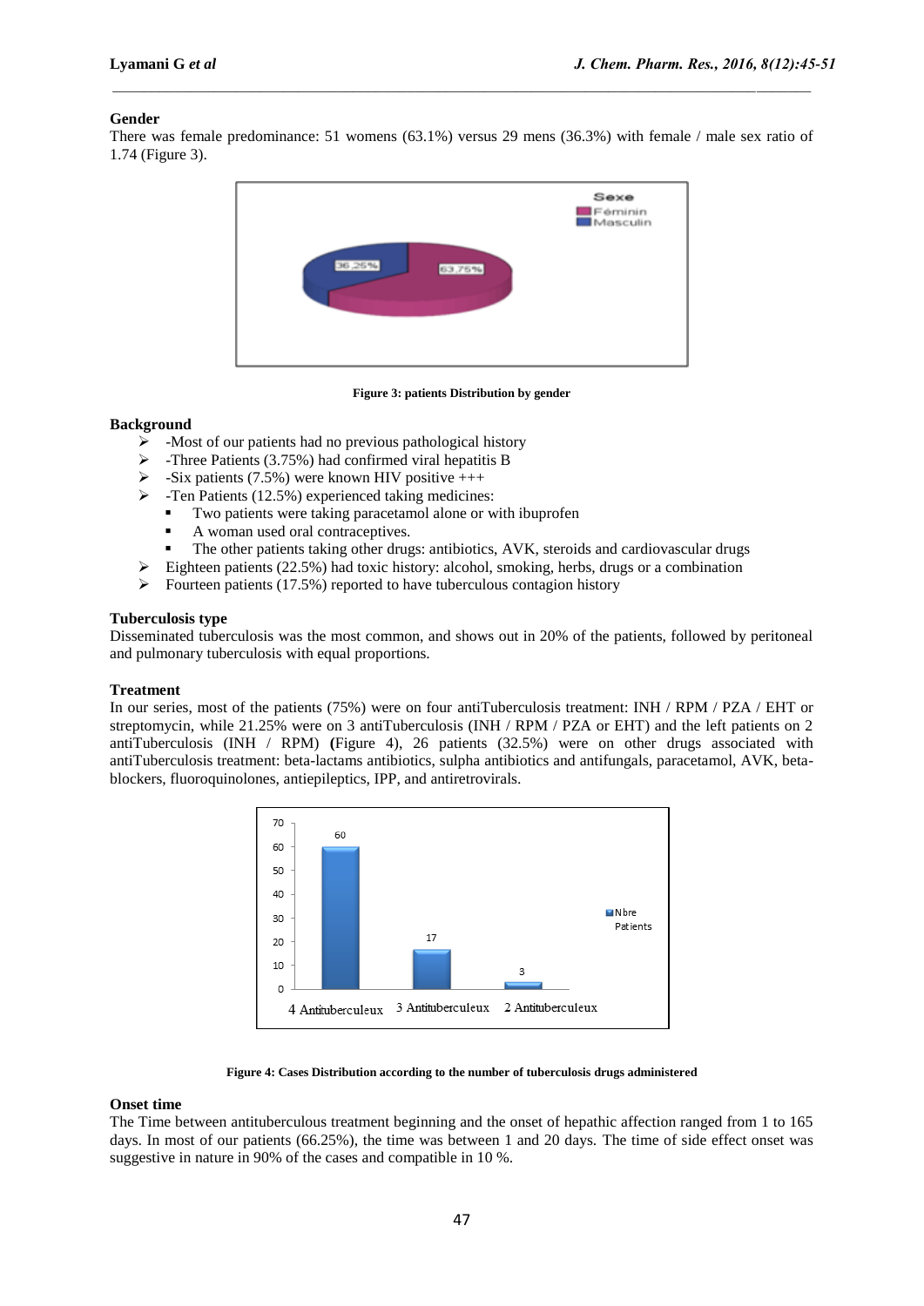### Gender

There was female predominance: 51 womens (63.1%) versus 29 mens (36.3%) with female / male sex ratio of 1.74 (Figure 3).

Figure 3: patients Distribution by gender

### Background

- -Most of our patients had no previous pathological history
- -Three Patients (3.75%) had confirmed viral hepatitis B
- -Six patients (7.5%) were known HIV positive +++
- -Ten Patients (12.5%) experienced taking medicines:
  - Two patients were taking paracetamol alone or with ibuprofen
  - A woman used oral contraceptives.
  - The other patients taking other drugs: antibiotics, AVK, steroids and cardiovascular drugs
- Eighteen patients (22.5%) had toxic history: alcohol, smoking, herbs, drugs or a combination
- Fourteen patients (17.5%) reported to have tuberculous contagion history

### Tuberculosis type

Disseminated tuberculosis was the most common, and shows out in 20% of the patients, followed by peritoneal and pulmonary tuberculosis with equal proportions.

### Treatment

In our series, most of the patients (75%) were on four antiTuberculosis treatment: INH / RPM / PZA / EHT or streptomycin, while 21.25% were on 3 antiTuberculosis (INH / RPM / PZA or EHT) and the left patients on 2 antiTuberculosis (INH / RPM) **(**Figure 4), 26 patients (32.5%) were on other drugs associated with antiTuberculosis treatment: beta-lactams antibiotics, sulpha antibiotics and antibiotics and antifungals, paracetamol, AVK, beta-blockers, fluoroquinolones, antiepileptics, IPP, and antiretrovirals.

Figure 4: Cases Distribution according to the number of tuberculosis drugs administered

### Onset time

The Time between antituberculous treatment beginning and the onset of hepathic affection ranged from 1 to 165 days. In most of our patients (66.25%), the time was between 1 and 20 days. The time of side effect onset was suggestive in nature in 90% of the cases and compatible in 10 %.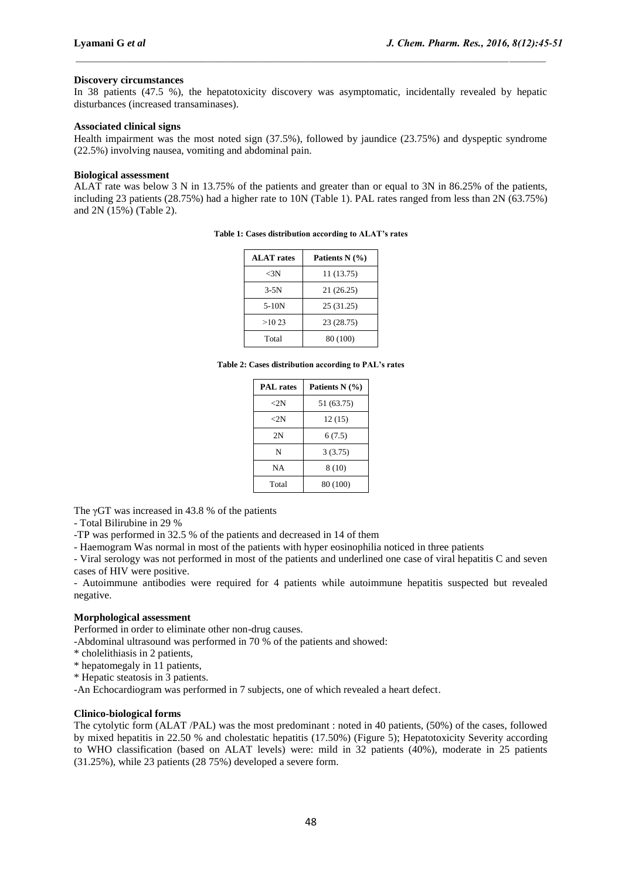**Discovery circumstances**

In 38 patients (47.5 %), the hepatotoxicity discovery was asymptomatic, incidentally revealed by hepatic disturbances (increased transaminases).

**Associated clinical signs**

Health impairment was the most noted sign (37.5%), followed by jaundice (23.75%) and dyspeptic syndrome (22.5%) involving nausea, vomiting and abdominal pain.

**Biological assessment**

ALAT rate was below 3 N in 13.75% of the patients and greater than or equal to 3N in 86.25% of the patients, including 23 patients (28.75%) had a higher rate to 10N (Table 1). PAL rates ranged from less than 2N (63.75%) and 2N (15%) (Table 2).

**Table 1: Cases distribution according to ALAT's rates**

| ALAT rates | Patients N (%) |
|---|---|
| <3N | 11 (13.75) |
| 3-5N | 21 (26.25) |
| 5-10N | 25 (31.25) |
| >10 23 | 23 (28.75) |
| Total | 80 (100) |

**Table 2: Cases distribution according to PAL's rates**

| PAL rates | Patients N (%) |
|---|---|
| <2N | 51 (63.75) |
| <2N | 12 (15) |
| 2N | 6 (7.5) |
| N | 3 (3.75) |
| NA | 8 (10) |
| Total | 80 (100) |

The γGT was increased in 43.8 % of the patients

- Total Bilirubine in 29 %

-TP was performed in 32.5 % of the patients and decreased in 14 of them

- Haemogram Was normal in most of the patients with hyper eosinophilia noticed in three patients

- Viral serology was not performed in most of the patients and underlined one case of viral hepatitis C and seven cases of HIV were positive.

- Autoimmune antibodies were required for 4 patients while autoimmune hepatitis suspected but revealed negative.

**Morphological assessment**

Performed in order to eliminate other non-drug causes.

-Abdominal ultrasound was performed in 70 % of the patients and showed:

* cholelithiasis in 2 patients,
* hepatomegaly in 11 patients,
* Hepatic steatosis in 3 patients.

-An Echocardiogram was performed in 7 subjects, one of which revealed a heart defect.

**Clinico-biological forms**

The cytolytic form (ALAT /PAL) was the most predominant : noted in 40 patients, (50%) of the cases, followed by mixed hepatitis in 22.50 % and cholestatic hepatitis (17.50%) (Figure 5); Hepatotoxicity Severity according to WHO classification (based on ALAT levels) were: mild in 32 patients (40%), moderate in 25 patients (31.25%), while 23 patients (28 75%) developed a severe form.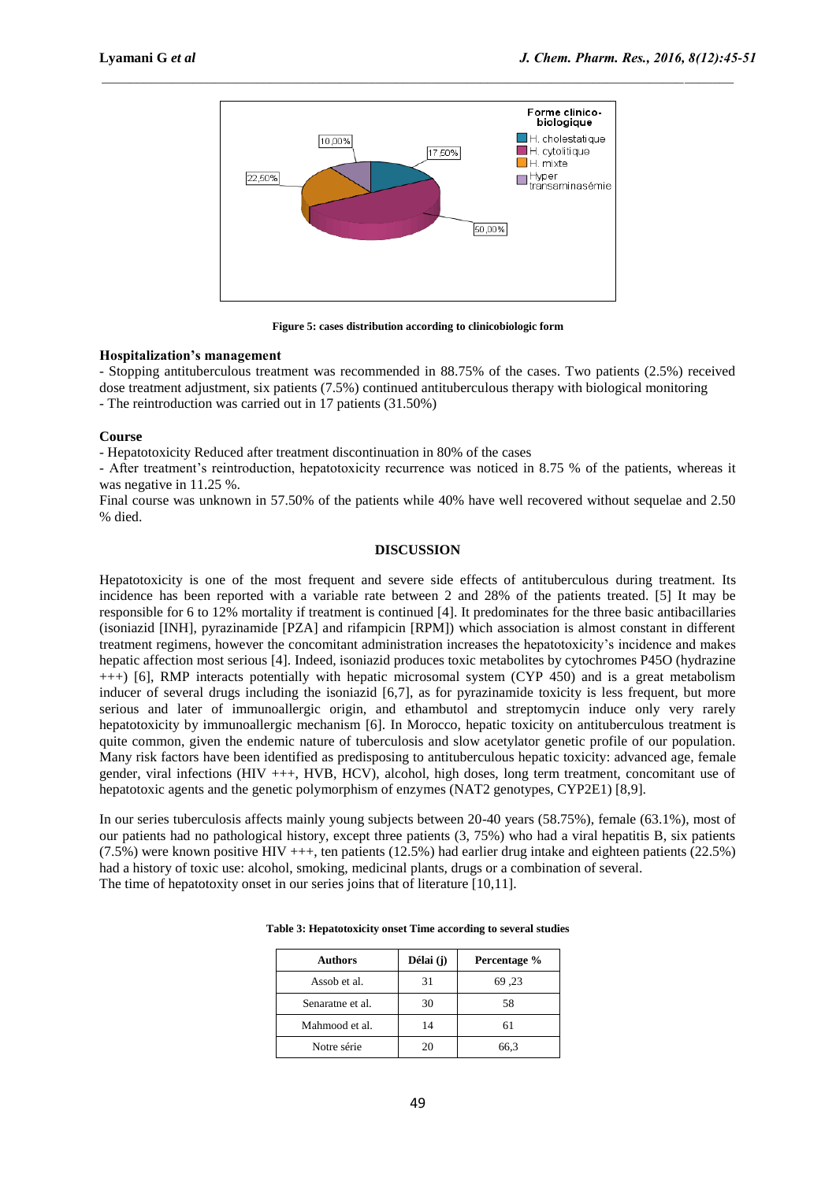Figure 5: cases distribution according to clinicobiologic form

**Hospitalization's management**

- Stopping antituberculous treatment was recommended in 88.75% of the cases. Two patients (2.5%) received dose treatment adjustment, six patients (7.5%) continued antituberculous therapy with biological monitoring
- The reintroduction was carried out in 17 patients (31.50%)

**Course**

- Hepatotoxicity Reduced after treatment discontinuation in 80% of the cases
- After treatment's reintroduction, hepatotoxicity recurrence was noticed in 8.75 % of the patients, whereas it was negative in 11.25 %.

Final course was unknown in 57.50% of the patients while 40% have well recovered without sequelae and 2.50 % died.

## DISCUSSION

Hepatotoxicity is one of the most frequent and severe side effects of antituberculous during treatment. Its incidence has been reported with a variable rate between 2 and 28% of the patients treated. [5] It may be responsible for 6 to 12% mortality if treatment is continued [4]. It predominates for the three basic antibacillaries (isoniazid [INH], pyrazinamide [PZA] and rifampicin [RPM]) which association is almost constant in different treatment regimens, however the concomitant administration increases the hepatotoxicity's incidence and makes hepatic affection most serious [4]. Indeed, isoniazid produces toxic metabolites by cytochromes P45O (hydrazine +++) [6], RMP interacts potentially with hepatic microsomal system (CYP 450) and is a great metabolism inducer of several drugs including the isoniazid [6,7], as for pyrazinamide toxicity is less frequent, but more serious and later of immunoallergic origin, and ethambutol and streptomycin induce only very rarely hepatotoxicity by immunoallergic mechanism [6]. In Morocco, hepatic toxicity on antituberculous treatment is quite common, given the endemic nature of tuberculosis and slow acetylator genetic profile of our population. Many risk factors have been identified as predisposing to antituberculous hepatic toxicity: advanced age, female gender, viral infections (HIV +++, HVB, HCV), alcohol, high doses, long term treatment, concomitant use of hepatotoxic agents and the genetic polymorphism of enzymes (NAT2 genotypes, CYP2E1) [8,9].

In our series tuberculosis affects mainly young subjects between 20-40 years (58.75%), female (63.1%), most of our patients had no pathological history, except three patients (3, 75%) who had a viral hepatitis B, six patients (7.5%) were known positive HIV +++, ten patients (12.5%) had earlier drug intake and eighteen patients (22.5%) had a history of toxic use: alcohol, smoking, medicinal plants, drugs or a combination of several.
The time of hepatotoxity onset in our series joins that of literature [10,11].

**Table 3: Hepatotoxicity onset Time according to several studies**

| Authors | Délai (j) | Percentage % |
|---|---|---|
| Assob et al. | 31 | 69 ,23 |
| Senaratne et al. | 30 | 58 |
| Mahmood et al. | 14 | 61 |
| Notre série | 20 | 66,3 |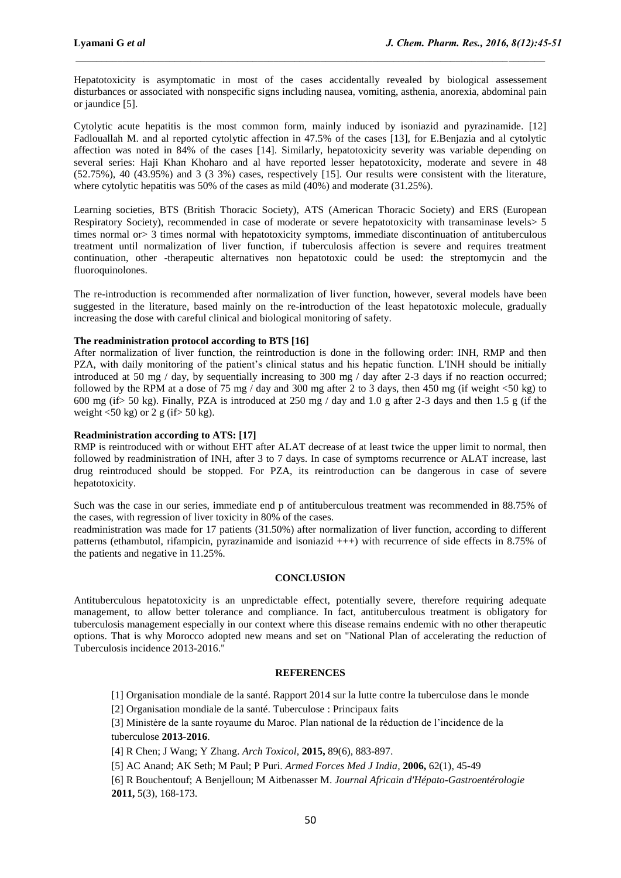Hepatotoxicity is asymptomatic in most of the cases accidentally revealed by biological assessement disturbances or associated with nonspecific signs including nausea, vomiting, asthenia, anorexia, abdominal pain or jaundice [5].

Cytolytic acute hepatitis is the most common form, mainly induced by isoniazid and pyrazinamide. [12] Fadlouallah M. and al reported cytolytic affection in 47.5% of the cases [13], for E.Benjazia and al cytolytic affection was noted in 84% of the cases [14]. Similarly, hepatotoxicity severity was variable depending on several series: Haji Khan Khoharo and al have reported lesser hepatotoxicity, moderate and severe in 48 (52.75%), 40 (43.95%) and 3 (3 3%) cases, respectively [15]. Our results were consistent with the literature, where cytolytic hepatitis was 50% of the cases as mild (40%) and moderate (31.25%).

Learning societies, BTS (British Thoracic Society), ATS (American Thoracic Society) and ERS (European Respiratory Society), recommended in case of moderate or severe hepatotoxicity with transaminase levels> 5 times normal or> 3 times normal with hepatotoxicity symptoms, immediate discontinuation of antituberculous treatment until normalization of liver function, if tuberculosis affection is severe and requires treatment continuation, other -therapeutic alternatives non hepatotoxic could be used: the streptomycin and the fluoroquinolones.

The re-introduction is recommended after normalization of liver function, however, several models have been suggested in the literature, based mainly on the re-introduction of the least hepatotoxic molecule, gradually increasing the dose with careful clinical and biological monitoring of safety.

**The readministration protocol according to BTS [16]**
After normalization of liver function, the reintroduction is done in the following order: INH, RMP and then PZA, with daily monitoring of the patient's clinical status and his hepatic function. L'INH should be initially introduced at 50 mg / day, by sequentially increasing to 300 mg / day after 2-3 days if no reaction occurred; followed by the RPM at a dose of 75 mg / day and 300 mg after 2 to 3 days, then 450 mg (if weight <50 kg) to 600 mg (if> 50 kg). Finally, PZA is introduced at 250 mg / day and 1.0 g after 2-3 days and then 1.5 g (if the weight <50 kg) or 2 g (if> 50 kg).

**Readministration according to ATS: [17]**
RMP is reintroduced with or without EHT after ALAT decrease of at least twice the upper limit to normal, then followed by readministration of INH, after 3 to 7 days. In case of symptoms recurrence or ALAT increase, last drug reintroduced should be stopped. For PZA, its reintroduction can be dangerous in case of severe hepatotoxicity.

Such was the case in our series, immediate end p of antituberculous treatment was recommended in 88.75% of the cases, with regression of liver toxicity in 80% of the cases.
readministration was made for 17 patients (31.50%) after normalization of liver function, according to different patterns (ethambutol, rifampicin, pyrazinamide and isoniazid +++) with recurrence of side effects in 8.75% of the patients and negative in 11.25%.

## CONCLUSION

Antituberculous hepatotoxicity is an unpredictable effect, potentially severe, therefore requiring adequate management, to allow better tolerance and compliance. In fact, antituberculous treatment is obligatory for tuberculosis management especially in our context where this disease remains endemic with no other therapeutic options. That is why Morocco adopted new means and set on "National Plan of accelerating the reduction of Tuberculosis incidence 2013-2016."

## REFERENCES

[1] Organisation mondiale de la santé. Rapport 2014 sur la lutte contre la tuberculose dans le monde

[2] Organisation mondiale de la santé. Tuberculose : Principaux faits

[3] Ministère de la sante royaume du Maroc. Plan national de la réduction de l'incidence de la tuberculose **2013-2016**.

[4] R Chen; J Wang; Y Zhang. *Arch Toxicol,* **2015,** 89(6), 883-897.

[5] AC Anand; AK Seth; M Paul; P Puri. *Armed Forces Med J India,* **2006,** 62(1), 45-49

[6] R Bouchentouf; A Benjelloun; M Aitbenasser M. *Journal Africain d'Hépato-Gastroentérologie* **2011,** 5(3), 168-173.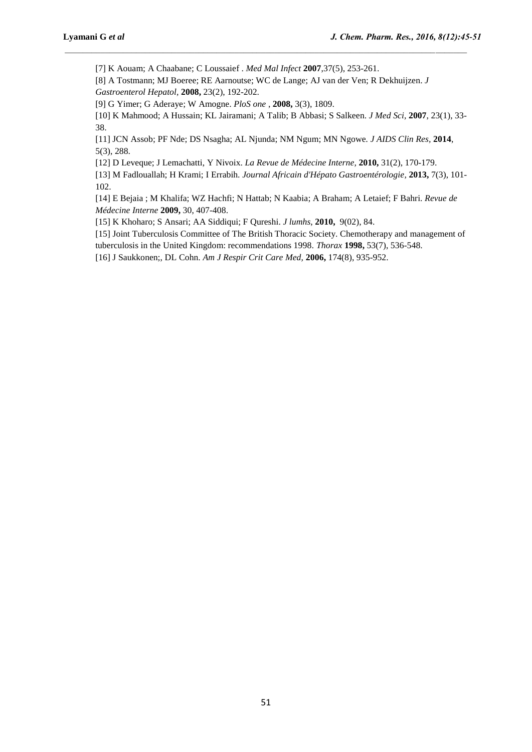[7] K Aouam; A Chaabane; C Loussaief . *Med Mal Infect* **2007**,37(5), 253-261.

[8] A Tostmann; MJ Boeree; RE Aarnoutse; WC de Lange; AJ van der Ven; R Dekhuijzen. *J Gastroenterol Hepatol*, **2008,** 23(2), 192-202.

[9] G Yimer; G Aderaye; W Amogne. *PloS one* , **2008,** 3(3), 1809.

[10] K Mahmood; A Hussain; KL Jairamani; A Talib; B Abbasi; S Salkeen. *J Med Sci*, **2007**, 23(1), 33-38.

[11] JCN Assob; PF Nde; DS Nsagha; AL Njunda; NM Ngum; MN Ngowe. *J AIDS Clin Res*, **2014**, 5(3), 288.

[12] D Leveque; J Lemachatti, Y Nivoix. *La Revue de Médecine Interne,* **2010,** 31(2), 170-179.

[13] M Fadlouallah; H Krami; I Errabih. *Journal Africain d'Hépato Gastroentérologie,* **2013,** 7(3), 101-102.

[14] E Bejaia ; M Khalifa; WZ Hachfi; N Hattab; N Kaabia; A Braham; A Letaief; F Bahri. *Revue de Médecine Interne* **2009,** 30, 407-408.

[15] K Khoharo; S Ansari; AA Siddiqui; F Qureshi. *J lumhs*, **2010,** 9(02), 84.

[15] Joint Tuberculosis Committee of The British Thoracic Society. Chemotherapy and management of tuberculosis in the United Kingdom: recommendations 1998. *Thorax* **1998,** 53(7), 536-548.

[16] J Saukkonen;, DL Cohn. *Am J Respir Crit Care Med,* **2006,** 174(8), 935-952.